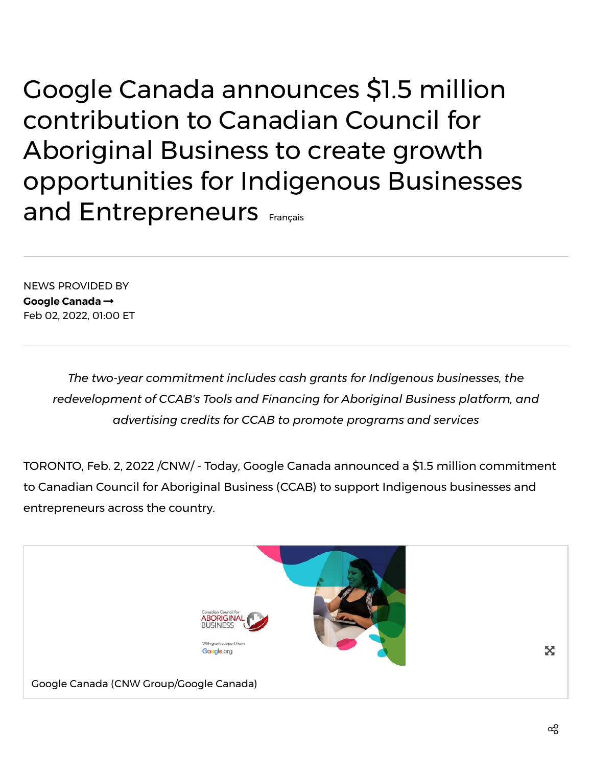# Google Canada announces $1.5 million contribution to Canadian Council for Aboriginal Business to create growth opportunities for Indigenous Businesses and Entrepreneurs

Français

NEWS PROVIDED BY

**Google Canada →**

Feb 02, 2022, 01:00 ET

*The two-year commitment includes cash grants for Indigenous businesses, the redevelopment of CCAB's Tools and Financing for Aboriginal Business platform, and advertising credits for CCAB to promote programs and services*

TORONTO, Feb. 2, 2022 /CNW/ - Today, Google Canada announced a $1.5 million commitment to Canadian Council for Aboriginal Business (CCAB) to support Indigenous businesses and entrepreneurs across the country.

Google Canada (CNW Group/Google Canada)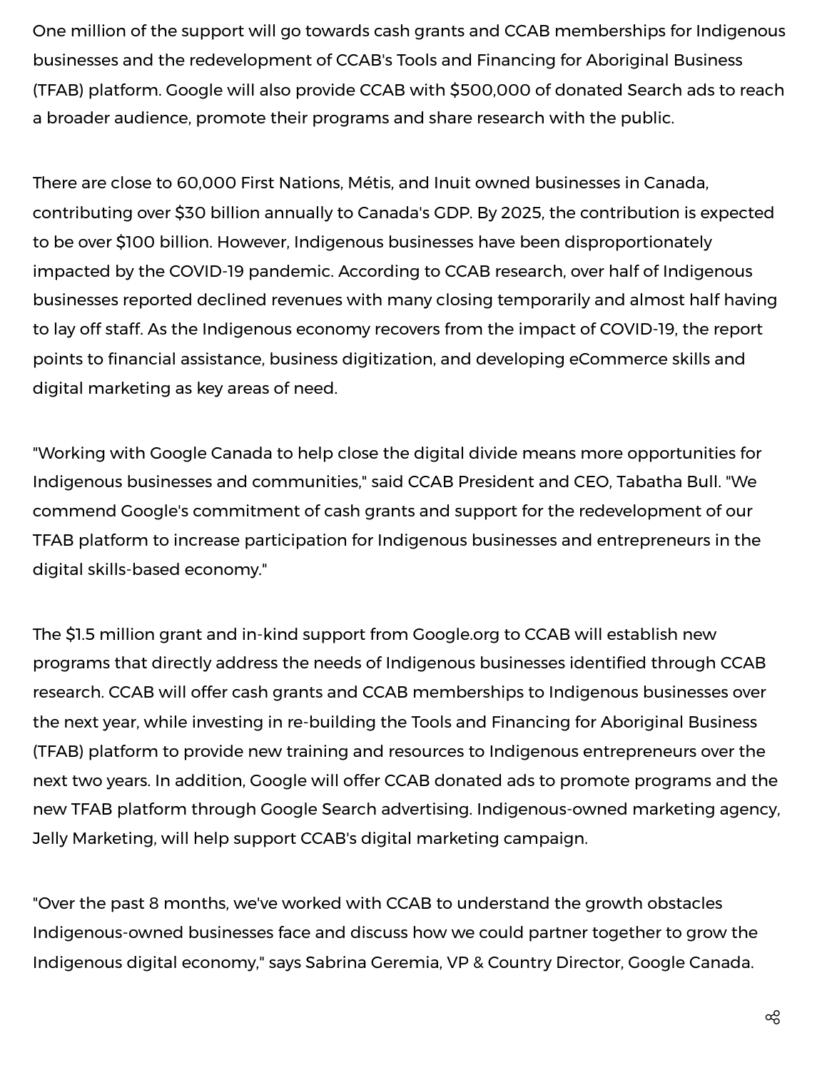One million of the support will go towards cash grants and CCAB memberships for Indigenous businesses and the redevelopment of CCAB's Tools and Financing for Aboriginal Business (TFAB) platform. Google will also provide CCAB with $500,000 of donated Search ads to reach a broader audience, promote their programs and share research with the public.

There are close to 60,000 First Nations, Métis, and Inuit owned businesses in Canada, contributing over $30 billion annually to Canada's GDP. By 2025, the contribution is expected to be over $100 billion. However, Indigenous businesses have been disproportionately impacted by the COVID-19 pandemic. According to CCAB research, over half of Indigenous businesses reported declined revenues with many closing temporarily and almost half having to lay off staff. As the Indigenous economy recovers from the impact of COVID-19, the report points to financial assistance, business digitization, and developing eCommerce skills and digital marketing as key areas of need.

"Working with Google Canada to help close the digital divide means more opportunities for Indigenous businesses and communities," said CCAB President and CEO, Tabatha Bull. "We commend Google's commitment of cash grants and support for the redevelopment of our TFAB platform to increase participation for Indigenous businesses and entrepreneurs in the digital skills-based economy."

The $1.5 million grant and in-kind support from Google.org to CCAB will establish new programs that directly address the needs of Indigenous businesses identified through CCAB research. CCAB will offer cash grants and CCAB memberships to Indigenous businesses over the next year, while investing in re-building the Tools and Financing for Aboriginal Business (TFAB) platform to provide new training and resources to Indigenous entrepreneurs over the next two years. In addition, Google will offer CCAB donated ads to promote programs and the new TFAB platform through Google Search advertising. Indigenous-owned marketing agency, Jelly Marketing, will help support CCAB's digital marketing campaign.

"Over the past 8 months, we've worked with CCAB to understand the growth obstacles Indigenous-owned businesses face and discuss how we could partner together to grow the Indigenous digital economy," says Sabrina Geremia, VP & Country Director, Google Canada.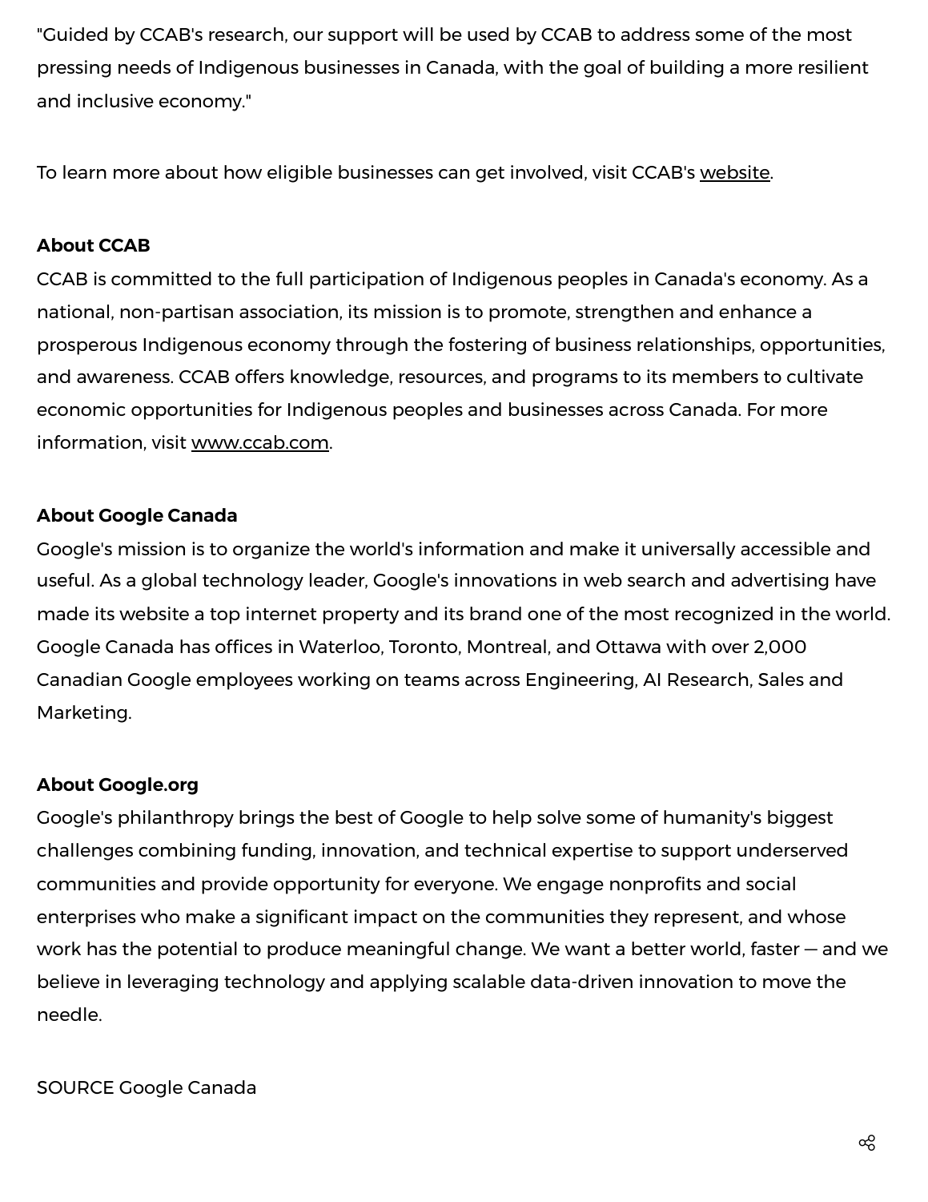"Guided by CCAB's research, our support will be used by CCAB to address some of the most pressing needs of Indigenous businesses in Canada, with the goal of building a more resilient and inclusive economy."

To learn more about how eligible businesses can get involved, visit CCAB's website.

**About CCAB**

CCAB is committed to the full participation of Indigenous peoples in Canada's economy. As a national, non-partisan association, its mission is to promote, strengthen and enhance a prosperous Indigenous economy through the fostering of business relationships, opportunities, and awareness. CCAB offers knowledge, resources, and programs to its members to cultivate economic opportunities for Indigenous peoples and businesses across Canada. For more information, visit www.ccab.com.

**About Google Canada**

Google's mission is to organize the world's information and make it universally accessible and useful. As a global technology leader, Google's innovations in web search and advertising have made its website a top internet property and its brand one of the most recognized in the world. Google Canada has offices in Waterloo, Toronto, Montreal, and Ottawa with over 2,000 Canadian Google employees working on teams across Engineering, AI Research, Sales and Marketing.

**About Google.org**

Google's philanthropy brings the best of Google to help solve some of humanity's biggest challenges combining funding, innovation, and technical expertise to support underserved communities and provide opportunity for everyone. We engage nonprofits and social enterprises who make a significant impact on the communities they represent, and whose work has the potential to produce meaningful change. We want a better world, faster — and we believe in leveraging technology and applying scalable data-driven innovation to move the needle.

SOURCE Google Canada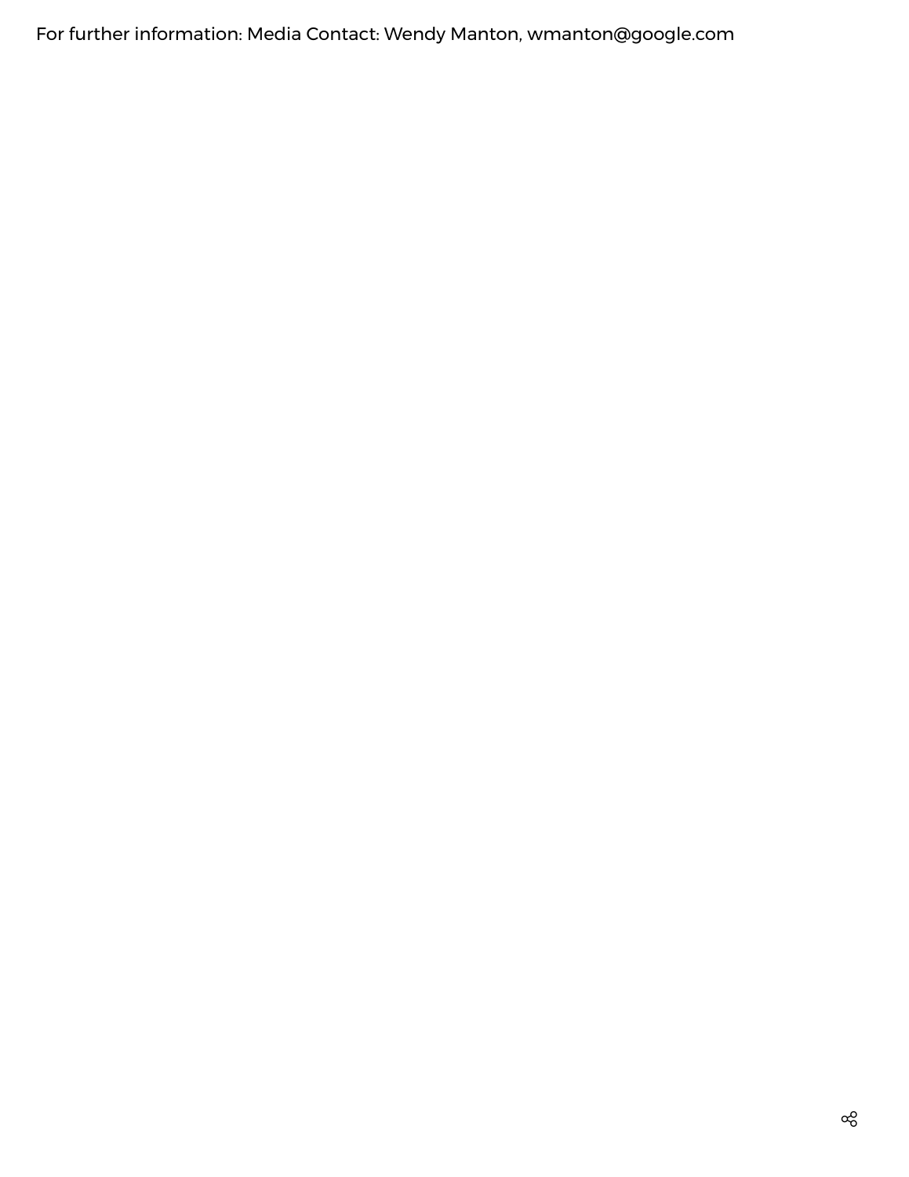For further information: Media Contact: Wendy Manton, wmanton@google.com